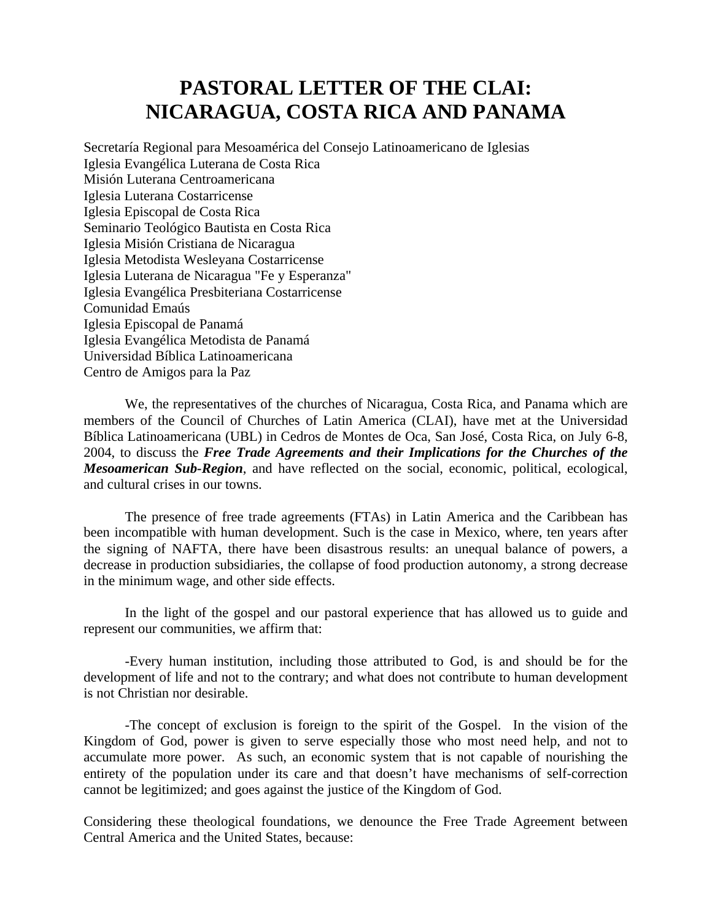# PASTORAL LETTER OF THE CLAI: NICARAGUA, COSTA RICA AND PANAMA

Secretaría Regional para Mesoamérica del Consejo Latinoamericano de Iglesias
Iglesia Evangélica Luterana de Costa Rica
Misión Luterana Centroamericana
Iglesia Luterana Costarricense
Iglesia Episcopal de Costa Rica
Seminario Teológico Bautista en Costa Rica
Iglesia Misión Cristiana de Nicaragua
Iglesia Metodista Wesleyana Costarricense
Iglesia Luterana de Nicaragua "Fe y Esperanza"
Iglesia Evangélica Presbiteriana Costarricense
Comunidad Emaús
Iglesia Episcopal de Panamá
Iglesia Evangélica Metodista de Panamá
Universidad Bíblica Latinoamericana
Centro de Amigos para la Paz

We, the representatives of the churches of Nicaragua, Costa Rica, and Panama which are members of the Council of Churches of Latin America (CLAI), have met at the Universidad Bíblica Latinoamericana (UBL) in Cedros de Montes de Oca, San José, Costa Rica, on July 6-8, 2004, to discuss the ***Free Trade Agreements and their Implications for the Churches of the Mesoamerican Sub-Region***, and have reflected on the social, economic, political, ecological, and cultural crises in our towns.

The presence of free trade agreements (FTAs) in Latin America and the Caribbean has been incompatible with human development. Such is the case in Mexico, where, ten years after the signing of NAFTA, there have been disastrous results: an unequal balance of powers, a decrease in production subsidiaries, the collapse of food production autonomy, a strong decrease in the minimum wage, and other side effects.

In the light of the gospel and our pastoral experience that has allowed us to guide and represent our communities, we affirm that:

-Every human institution, including those attributed to God, is and should be for the development of life and not to the contrary; and what does not contribute to human development is not Christian nor desirable.

-The concept of exclusion is foreign to the spirit of the Gospel. In the vision of the Kingdom of God, power is given to serve especially those who most need help, and not to accumulate more power. As such, an economic system that is not capable of nourishing the entirety of the population under its care and that doesn't have mechanisms of self-correction cannot be legitimized; and goes against the justice of the Kingdom of God.

Considering these theological foundations, we denounce the Free Trade Agreement between Central America and the United States, because: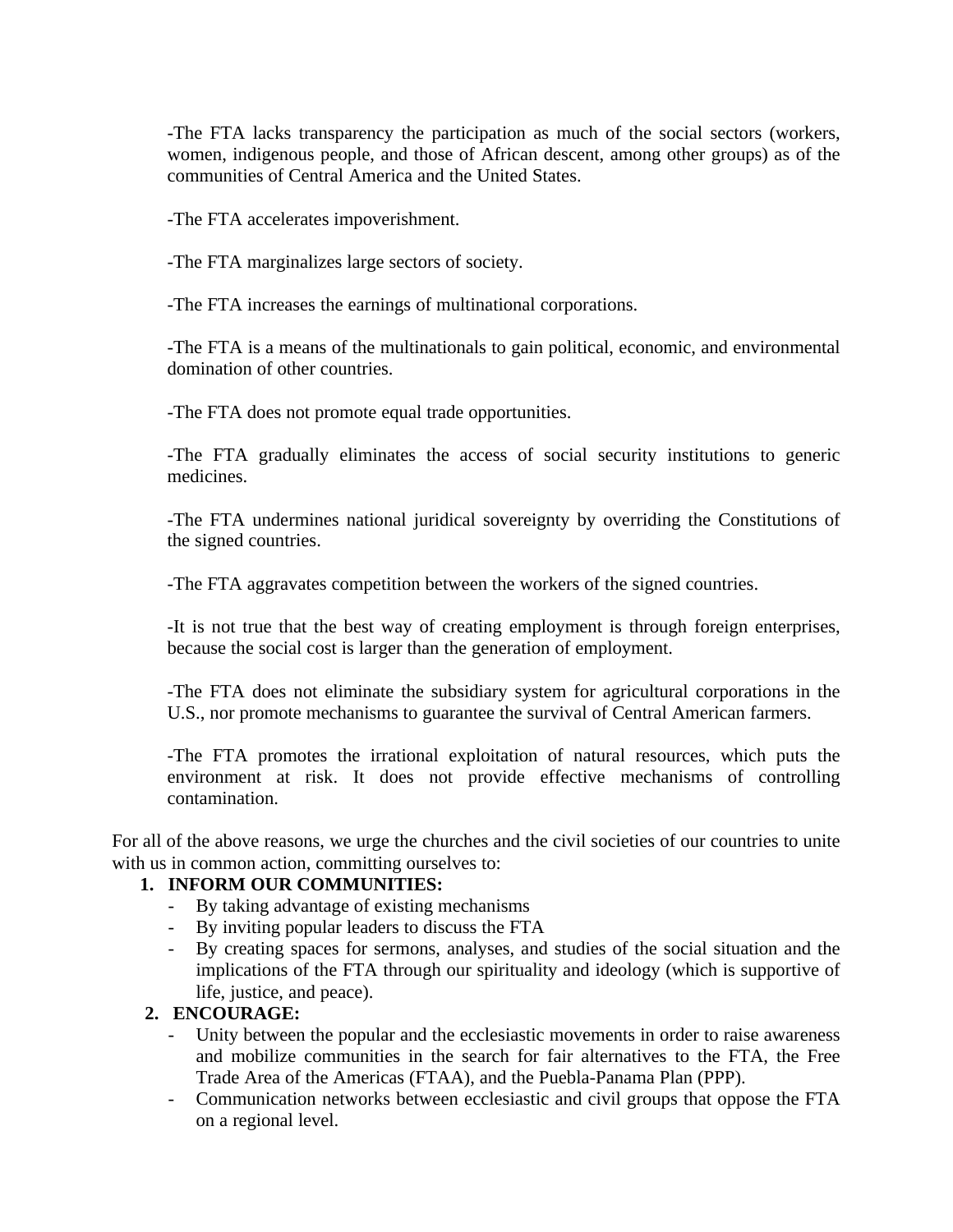-The FTA lacks transparency the participation as much of the social sectors (workers, women, indigenous people, and those of African descent, among other groups) as of the communities of Central America and the United States.

-The FTA accelerates impoverishment.

-The FTA marginalizes large sectors of society.

-The FTA increases the earnings of multinational corporations.

-The FTA is a means of the multinationals to gain political, economic, and environmental domination of other countries.

-The FTA does not promote equal trade opportunities.

-The FTA gradually eliminates the access of social security institutions to generic medicines.

-The FTA undermines national juridical sovereignty by overriding the Constitutions of the signed countries.

-The FTA aggravates competition between the workers of the signed countries.

-It is not true that the best way of creating employment is through foreign enterprises, because the social cost is larger than the generation of employment.

-The FTA does not eliminate the subsidiary system for agricultural corporations in the U.S., nor promote mechanisms to guarantee the survival of Central American farmers.

-The FTA promotes the irrational exploitation of natural resources, which puts the environment at risk. It does not provide effective mechanisms of controlling contamination.

For all of the above reasons, we urge the churches and the civil societies of our countries to unite with us in common action, committing ourselves to:

1. **INFORM OUR COMMUNITIES:**
   - By taking advantage of existing mechanisms
   - By inviting popular leaders to discuss the FTA
   - By creating spaces for sermons, analyses, and studies of the social situation and the implications of the FTA through our spirituality and ideology (which is supportive of life, justice, and peace).
2. **ENCOURAGE:**
   - Unity between the popular and the ecclesiastic movements in order to raise awareness and mobilize communities in the search for fair alternatives to the FTA, the Free Trade Area of the Americas (FTAA), and the Puebla-Panama Plan (PPP).
   - Communication networks between ecclesiastic and civil groups that oppose the FTA on a regional level.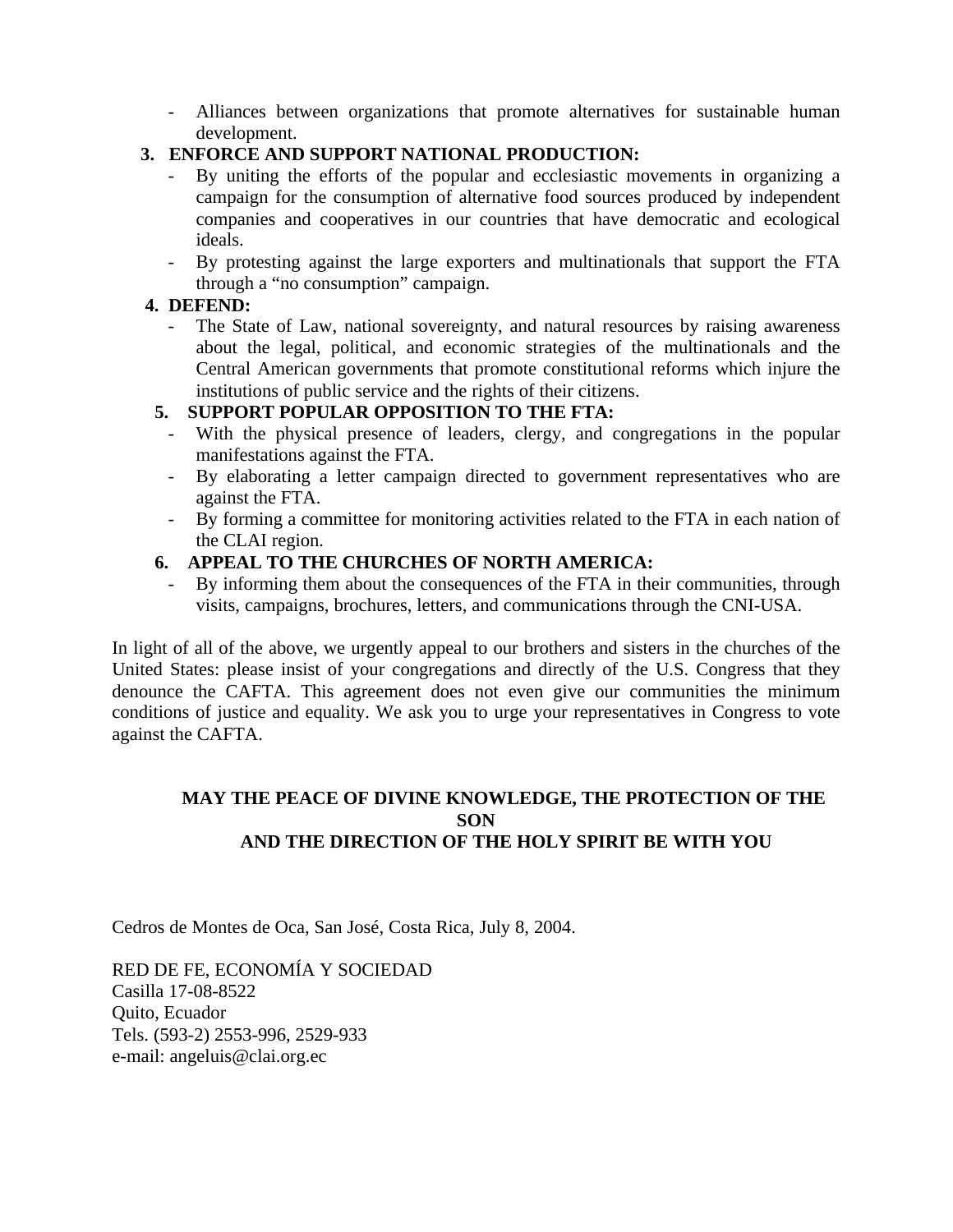- Alliances between organizations that promote alternatives for sustainable human development.

3. **ENFORCE AND SUPPORT NATIONAL PRODUCTION:**
   - By uniting the efforts of the popular and ecclesiastic movements in organizing a campaign for the consumption of alternative food sources produced by independent companies and cooperatives in our countries that have democratic and ecological ideals.
   - By protesting against the large exporters and multinationals that support the FTA through a "no consumption" campaign.
4. **DEFEND:**
   - The State of Law, national sovereignty, and natural resources by raising awareness about the legal, political, and economic strategies of the multinationals and the Central American governments that promote constitutional reforms which injure the institutions of public service and the rights of their citizens.
5. **SUPPORT POPULAR OPPOSITION TO THE FTA:**
   - With the physical presence of leaders, clergy, and congregations in the popular manifestations against the FTA.
   - By elaborating a letter campaign directed to government representatives who are against the FTA.
   - By forming a committee for monitoring activities related to the FTA in each nation of the CLAI region.
6. **APPEAL TO THE CHURCHES OF NORTH AMERICA:**
   - By informing them about the consequences of the FTA in their communities, through visits, campaigns, brochures, letters, and communications through the CNI-USA.

In light of all of the above, we urgently appeal to our brothers and sisters in the churches of the United States: please insist of your congregations and directly of the U.S. Congress that they denounce the CAFTA. This agreement does not even give our communities the minimum conditions of justice and equality. We ask you to urge your representatives in Congress to vote against the CAFTA.

**MAY THE PEACE OF DIVINE KNOWLEDGE, THE PROTECTION OF THE SON AND THE DIRECTION OF THE HOLY SPIRIT BE WITH YOU**

Cedros de Montes de Oca, San José, Costa Rica, July 8, 2004.

RED DE FE, ECONOMÍA Y SOCIEDAD
Casilla 17-08-8522
Quito, Ecuador
Tels. (593-2) 2553-996, 2529-933
e-mail: angeluis@clai.org.ec